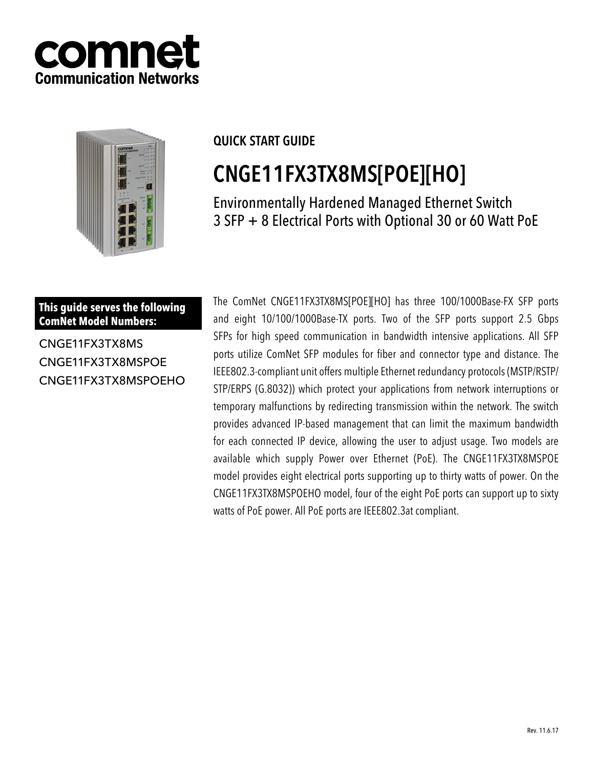# comnet
**Communication Networks**

**QUICK START GUIDE**

# CNGE11FX3TX8MS[POE][HO]

## Environmentally Hardened Managed Ethernet Switch 3 SFP + 8 Electrical Ports with Optional 30 or 60 Watt PoE

**This guide serves the following ComNet Model Numbers:**

CNGE11FX3TX8MS
CNGE11FX3TX8MSPOE
CNGE11FX3TX8MSPOEHO

The ComNet CNGE11FX3TX8MS[POE][HO] has three 100/1000Base-FX SFP ports and eight 10/100/1000Base-TX ports. Two of the SFP ports support 2.5 Gbps SFPs for high speed communication in bandwidth intensive applications. All SFP ports utilize ComNet SFP modules for fiber and connector type and distance. The IEEE802.3-compliant unit offers multiple Ethernet redundancy protocols (MSTP/RSTP/STP/ERPS (G.8032)) which protect your applications from network interruptions or temporary malfunctions by redirecting transmission within the network. The switch provides advanced IP-based management that can limit the maximum bandwidth for each connected IP device, allowing the user to adjust usage. Two models are available which supply Power over Ethernet (PoE). The CNGE11FX3TX8MSPOE model provides eight electrical ports supporting up to thirty watts of power. On the CNGE11FX3TX8MSPOEHO model, four of the eight PoE ports can support up to sixty watts of PoE power. All PoE ports are IEEE802.3at compliant.

Rev. 11.6.17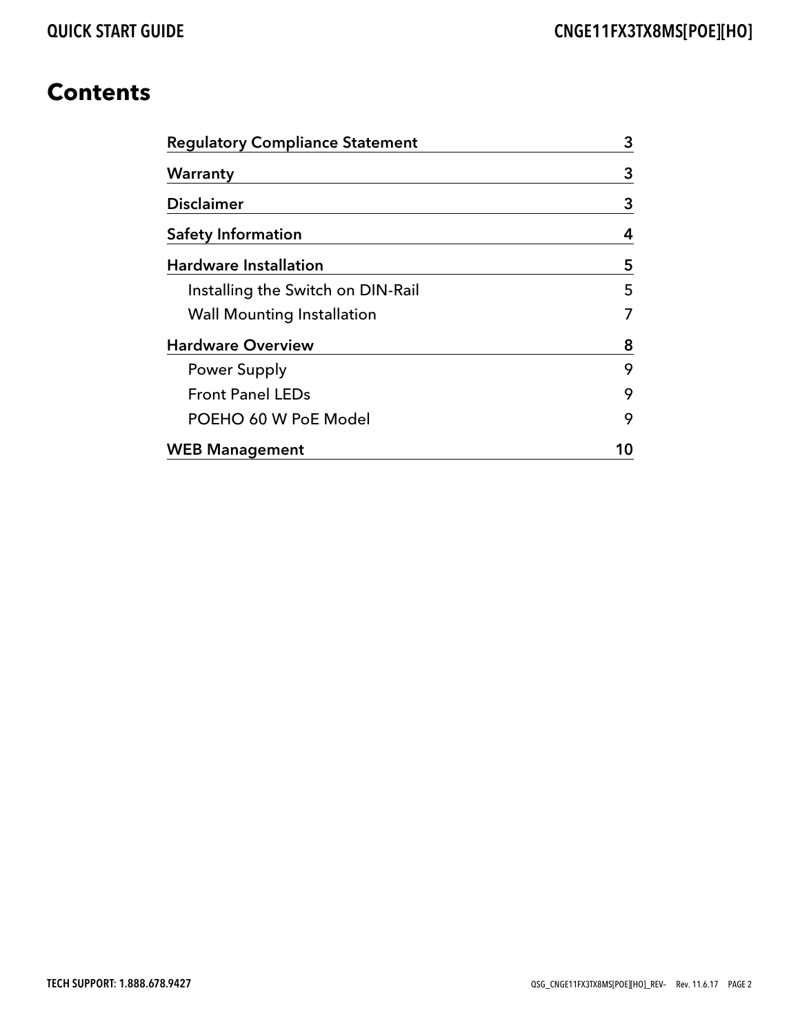# Contents

| | |
|---|---|
| **Regulatory Compliance Statement** | **3** |
| **Warranty** | **3** |
| **Disclaimer** | **3** |
| **Safety Information** | **4** |
| **Hardware Installation** | **5** |
| Installing the Switch on DIN-Rail | 5 |
| Wall Mounting Installation | 7 |
| **Hardware Overview** | **8** |
| Power Supply | 9 |
| Front Panel LEDs | 9 |
| POEHO 60 W PoE Model | 9 |
| **WEB Management** | **10** |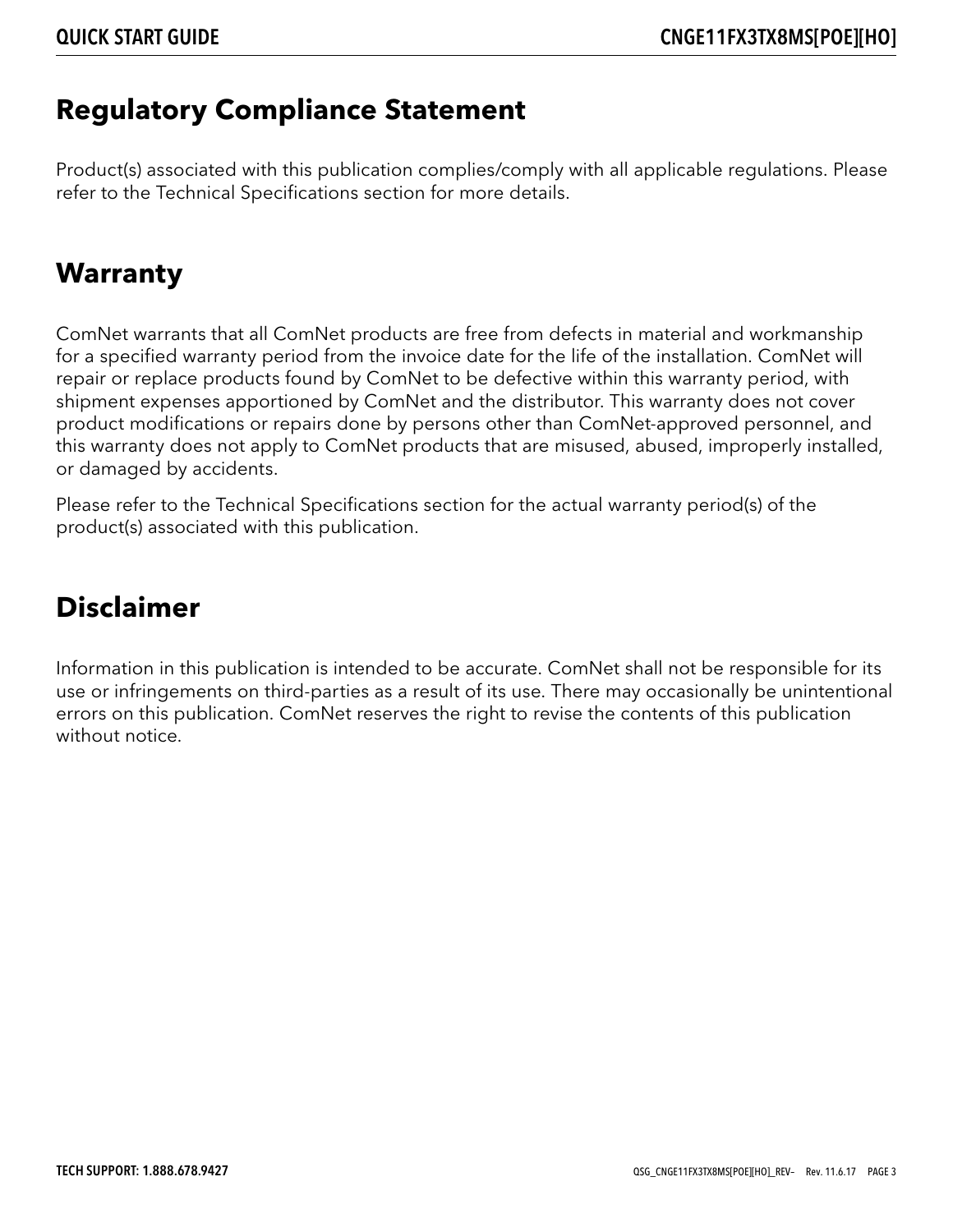## Regulatory Compliance Statement

Product(s) associated with this publication complies/comply with all applicable regulations. Please refer to the Technical Specifications section for more details.

## Warranty

ComNet warrants that all ComNet products are free from defects in material and workmanship for a specified warranty period from the invoice date for the life of the installation. ComNet will repair or replace products found by ComNet to be defective within this warranty period, with shipment expenses apportioned by ComNet and the distributor. This warranty does not cover product modifications or repairs done by persons other than ComNet-approved personnel, and this warranty does not apply to ComNet products that are misused, abused, improperly installed, or damaged by accidents.

Please refer to the Technical Specifications section for the actual warranty period(s) of the product(s) associated with this publication.

## Disclaimer

Information in this publication is intended to be accurate. ComNet shall not be responsible for its use or infringements on third-parties as a result of its use. There may occasionally be unintentional errors on this publication. ComNet reserves the right to revise the contents of this publication without notice.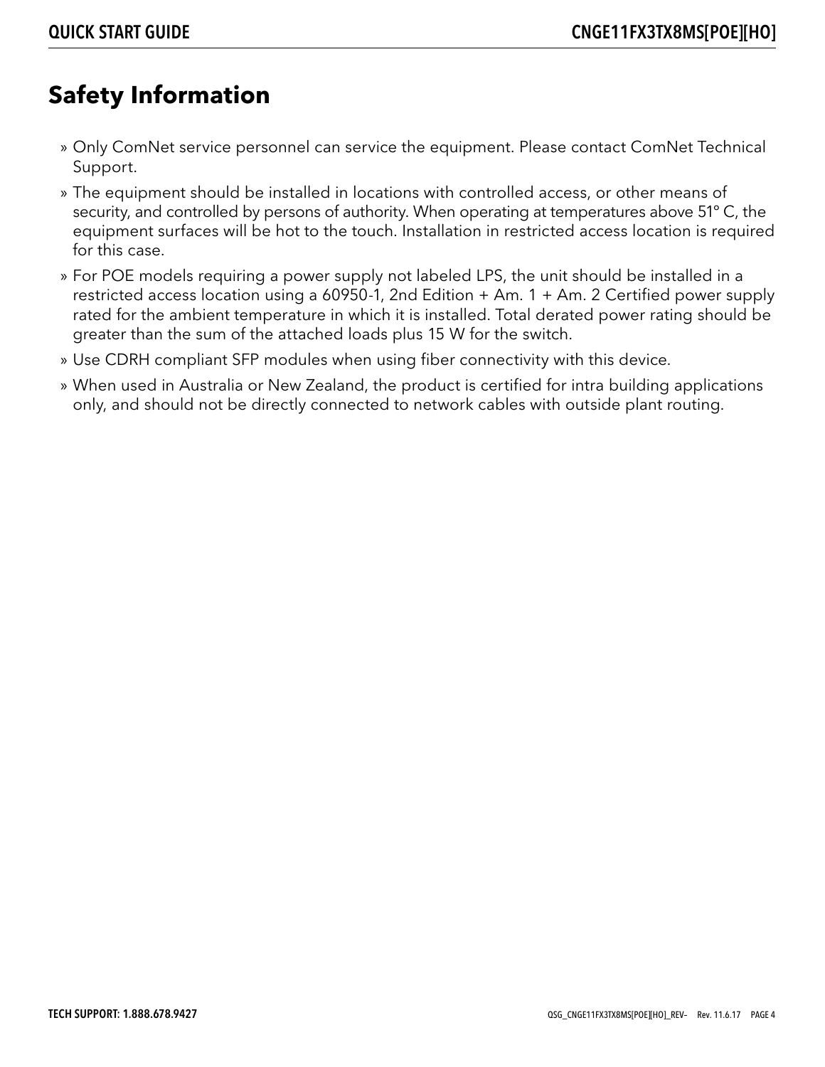# Safety Information

- Only ComNet service personnel can service the equipment. Please contact ComNet Technical Support.
- The equipment should be installed in locations with controlled access, or other means of security, and controlled by persons of authority. When operating at temperatures above 51° C, the equipment surfaces will be hot to the touch. Installation in restricted access location is required for this case.
- For POE models requiring a power supply not labeled LPS, the unit should be installed in a restricted access location using a 60950-1, 2nd Edition + Am. 1 + Am. 2 Certified power supply rated for the ambient temperature in which it is installed. Total derated power rating should be greater than the sum of the attached loads plus 15 W for the switch.
- Use CDRH compliant SFP modules when using fiber connectivity with this device.
- When used in Australia or New Zealand, the product is certified for intra building applications only, and should not be directly connected to network cables with outside plant routing.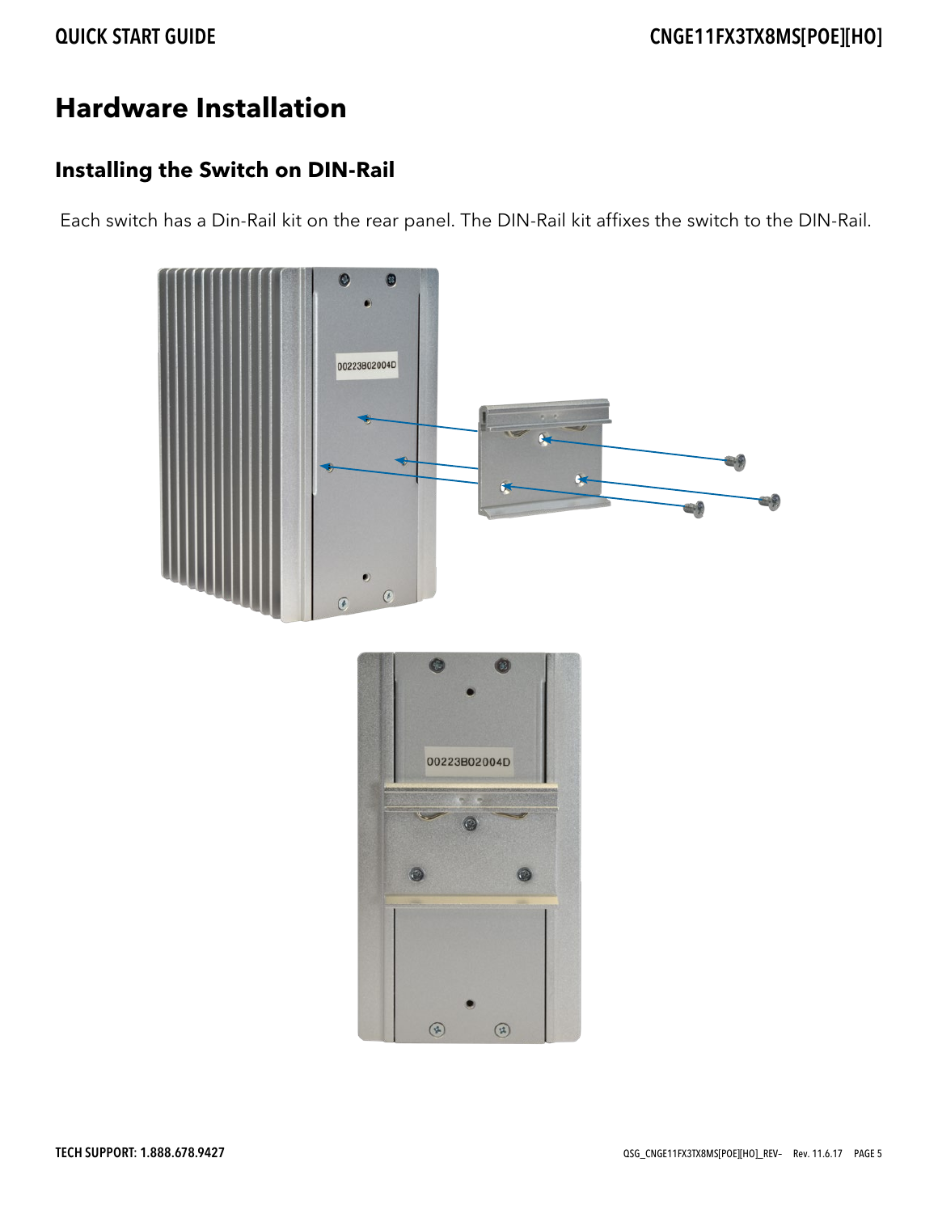# Hardware Installation

## Installing the Switch on DIN-Rail

Each switch has a Din-Rail kit on the rear panel. The DIN-Rail kit affixes the switch to the DIN-Rail.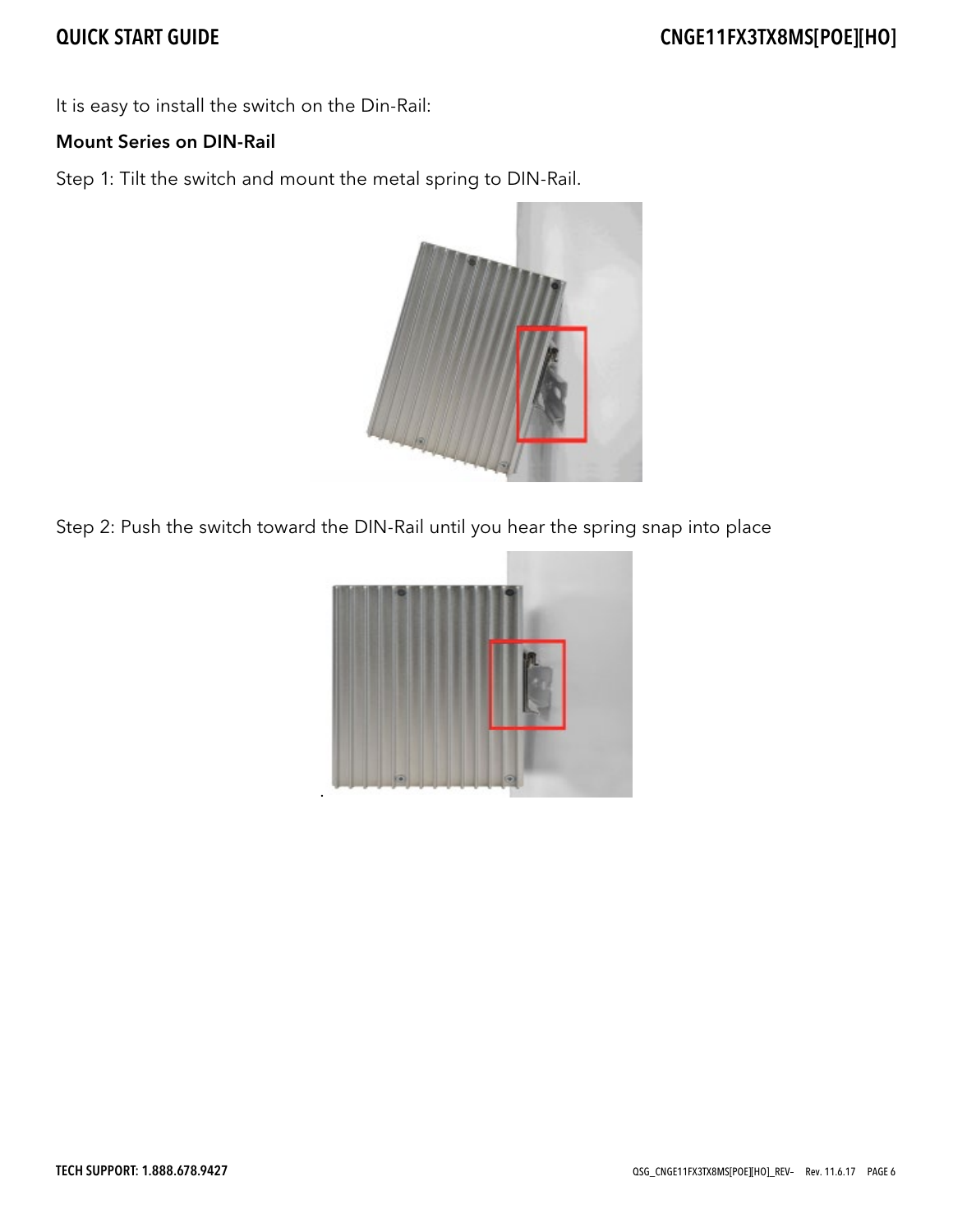It is easy to install the switch on the Din-Rail:

**Mount Series on DIN-Rail**

Step 1: Tilt the switch and mount the metal spring to DIN-Rail.

Step 2: Push the switch toward the DIN-Rail until you hear the spring snap into place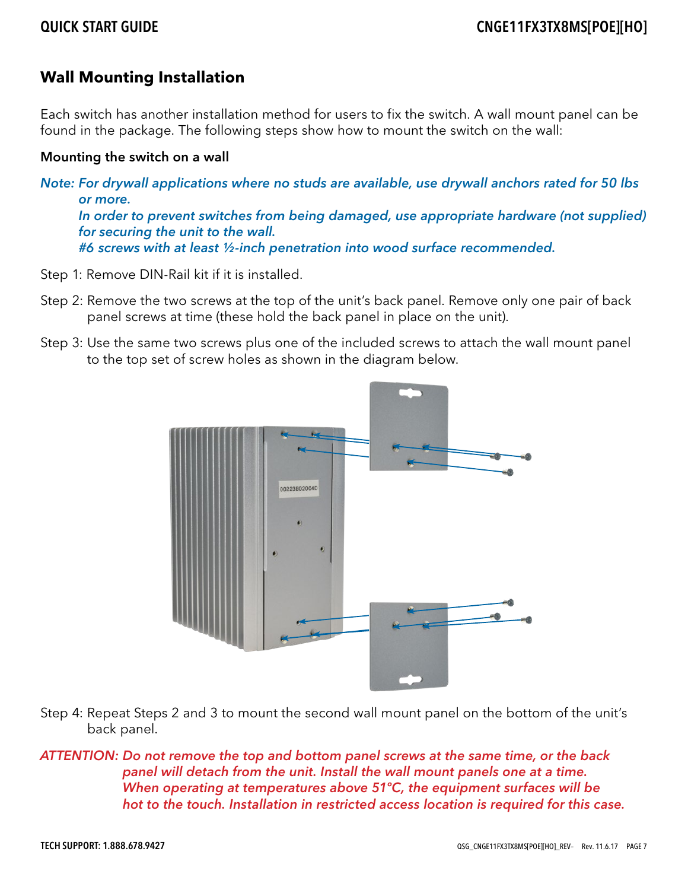## Wall Mounting Installation

Each switch has another installation method for users to fix the switch. A wall mount panel can be found in the package. The following steps show how to mount the switch on the wall:

### Mounting the switch on a wall

*Note: For drywall applications where no studs are available, use drywall anchors rated for 50 lbs or more.*
*In order to prevent switches from being damaged, use appropriate hardware (not supplied) for securing the unit to the wall.*
*#6 screws with at least ½-inch penetration into wood surface recommended.*

Step 1: Remove DIN-Rail kit if it is installed.

Step 2: Remove the two screws at the top of the unit's back panel. Remove only one pair of back panel screws at time (these hold the back panel in place on the unit).

Step 3: Use the same two screws plus one of the included screws to attach the wall mount panel to the top set of screw holes as shown in the diagram below.

Step 4: Repeat Steps 2 and 3 to mount the second wall mount panel on the bottom of the unit's back panel.

*ATTENTION: Do not remove the top and bottom panel screws at the same time, or the back panel will detach from the unit. Install the wall mount panels one at a time.*
*When operating at temperatures above 51°C, the equipment surfaces will be hot to the touch. Installation in restricted access location is required for this case.*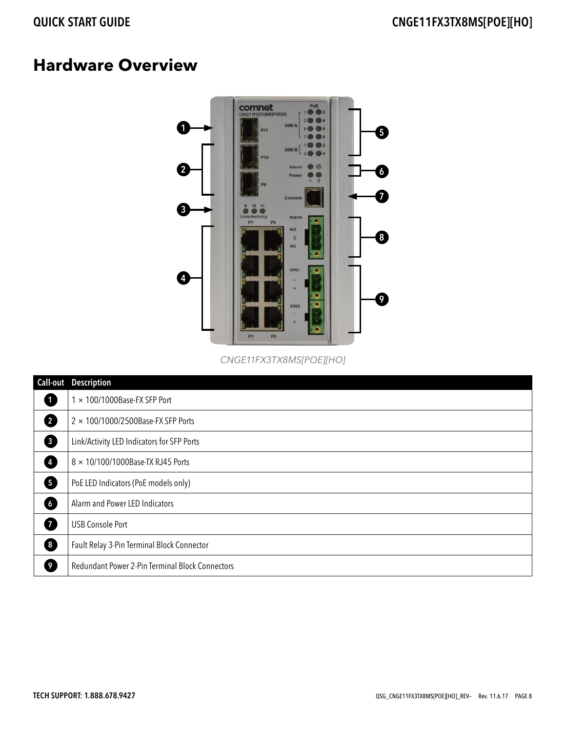# Hardware Overview

*CNGE11FX3TX8MS[POE][HO]*

| Call-out | Description |
|---|---|
| 1 | 1 × 100/1000Base-FX SFP Port |
| 2 | 2 × 100/1000/2500Base-FX SFP Ports |
| 3 | Link/Activity LED Indicators for SFP Ports |
| 4 | 8 × 10/100/1000Base-TX RJ45 Ports |
| 5 | PoE LED Indicators (PoE models only) |
| 6 | Alarm and Power LED Indicators |
| 7 | USB Console Port |
| 8 | Fault Relay 3-Pin Terminal Block Connector |
| 9 | Redundant Power 2-Pin Terminal Block Connectors |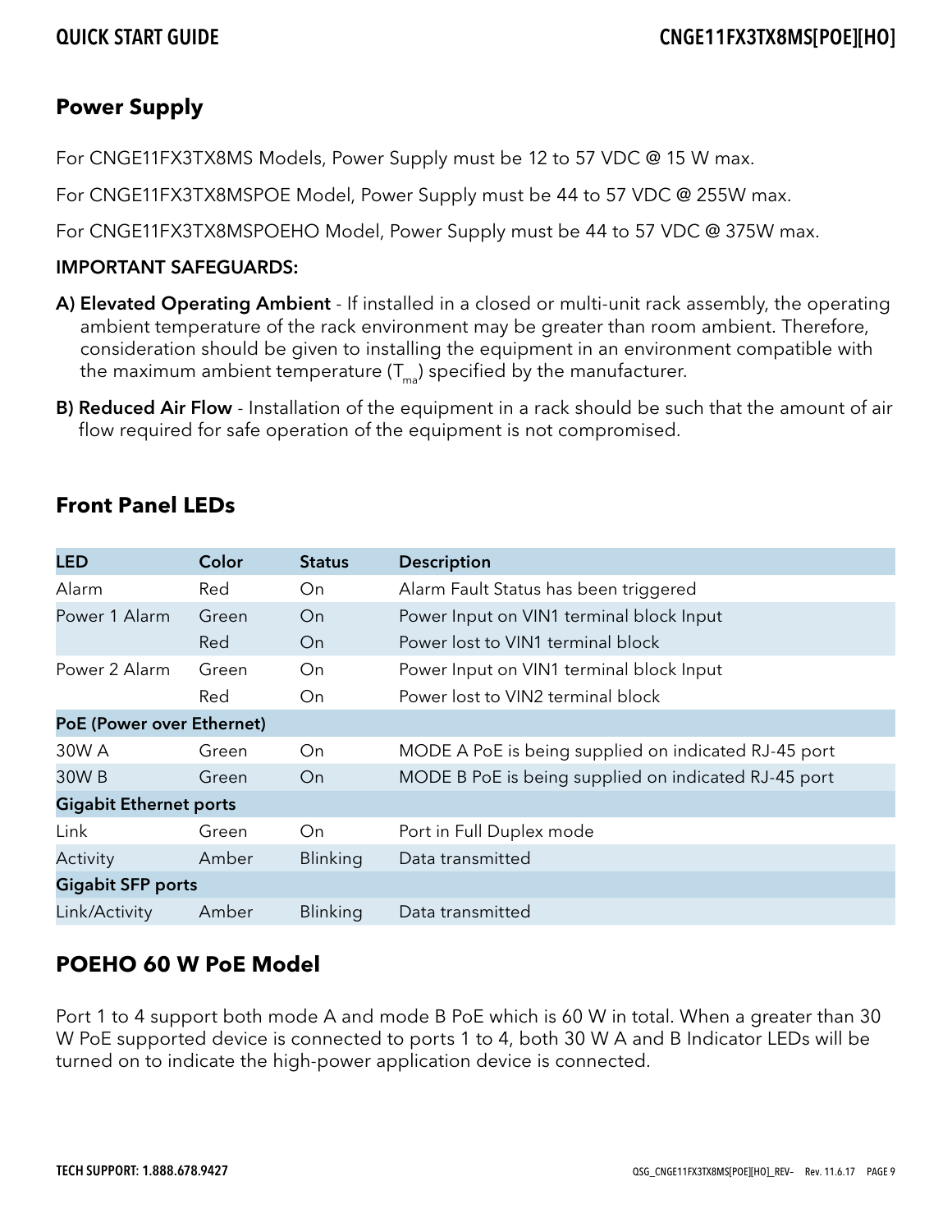## Power Supply

For CNGE11FX3TX8MS Models, Power Supply must be 12 to 57 VDC @ 15 W max.

For CNGE11FX3TX8MSPOE Model, Power Supply must be 44 to 57 VDC @ 255W max.

For CNGE11FX3TX8MSPOEHO Model, Power Supply must be 44 to 57 VDC @ 375W max.

**IMPORTANT SAFEGUARDS:**

**A) Elevated Operating Ambient** - If installed in a closed or multi-unit rack assembly, the operating ambient temperature of the rack environment may be greater than room ambient. Therefore, consideration should be given to installing the equipment in an environment compatible with the maximum ambient temperature ($T_{ma}$) specified by the manufacturer.

**B) Reduced Air Flow** - Installation of the equipment in a rack should be such that the amount of air flow required for safe operation of the equipment is not compromised.

## Front Panel LEDs

| LED | Color | Status | Description |
|---|---|---|---|
| Alarm | Red | On | Alarm Fault Status has been triggered |
| Power 1 Alarm | Green | On | Power Input on VIN1 terminal block Input |
| | Red | On | Power lost to VIN1 terminal block |
| Power 2 Alarm | Green | On | Power Input on VIN1 terminal block Input |
| | Red | On | Power lost to VIN2 terminal block |
| **PoE (Power over Ethernet)** | | | |
| 30W A | Green | On | MODE A PoE is being supplied on indicated RJ-45 port |
| 30W B | Green | On | MODE B PoE is being supplied on indicated RJ-45 port |
| **Gigabit Ethernet ports** | | | |
| Link | Green | On | Port in Full Duplex mode |
| Activity | Amber | Blinking | Data transmitted |
| **Gigabit SFP ports** | | | |
| Link/Activity | Amber | Blinking | Data transmitted |

## POEHO 60 W PoE Model

Port 1 to 4 support both mode A and mode B PoE which is 60 W in total. When a greater than 30 W PoE supported device is connected to ports 1 to 4, both 30 W A and B Indicator LEDs will be turned on to indicate the high-power application device is connected.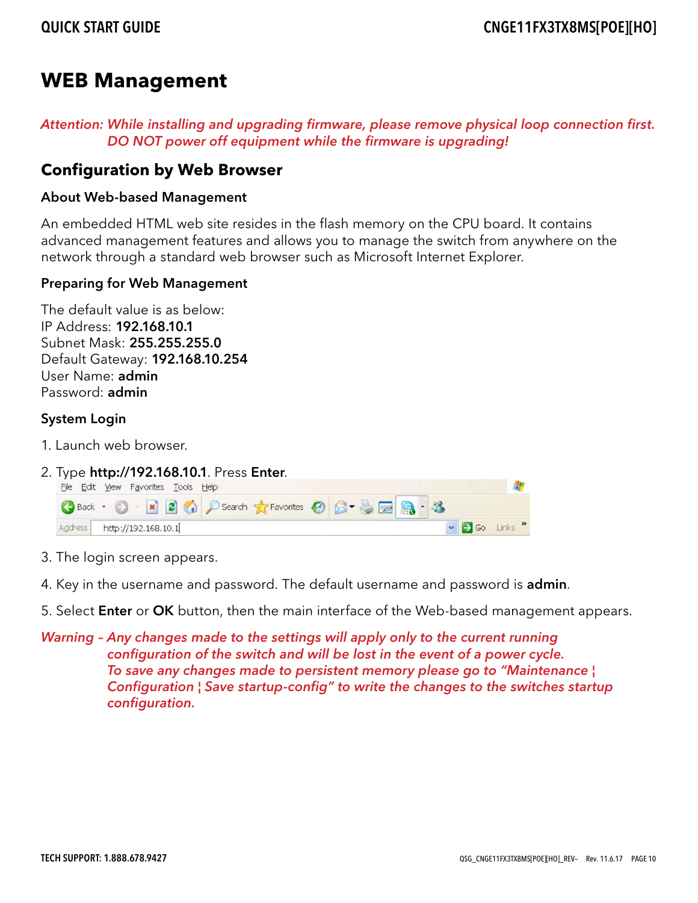# WEB Management

*Attention: While installing and upgrading firmware, please remove physical loop connection first. DO NOT power off equipment while the firmware is upgrading!*

## Configuration by Web Browser

### About Web-based Management

An embedded HTML web site resides in the flash memory on the CPU board. It contains advanced management features and allows you to manage the switch from anywhere on the network through a standard web browser such as Microsoft Internet Explorer.

### Preparing for Web Management

The default value is as below:
IP Address: **192.168.10.1**
Subnet Mask: **255.255.255.0**
Default Gateway: **192.168.10.254**
User Name: **admin**
Password: **admin**

### System Login

1. Launch web browser.
2. Type **http://192.168.10.1**. Press **Enter**.
3. The login screen appears.
4. Key in the username and password. The default username and password is **admin**.
5. Select **Enter** or **OK** button, then the main interface of the Web-based management appears.

*Warning – Any changes made to the settings will apply only to the current running configuration of the switch and will be lost in the event of a power cycle. To save any changes made to persistent memory please go to "Maintenance ¦ Configuration ¦ Save startup-config" to write the changes to the switches startup configuration.*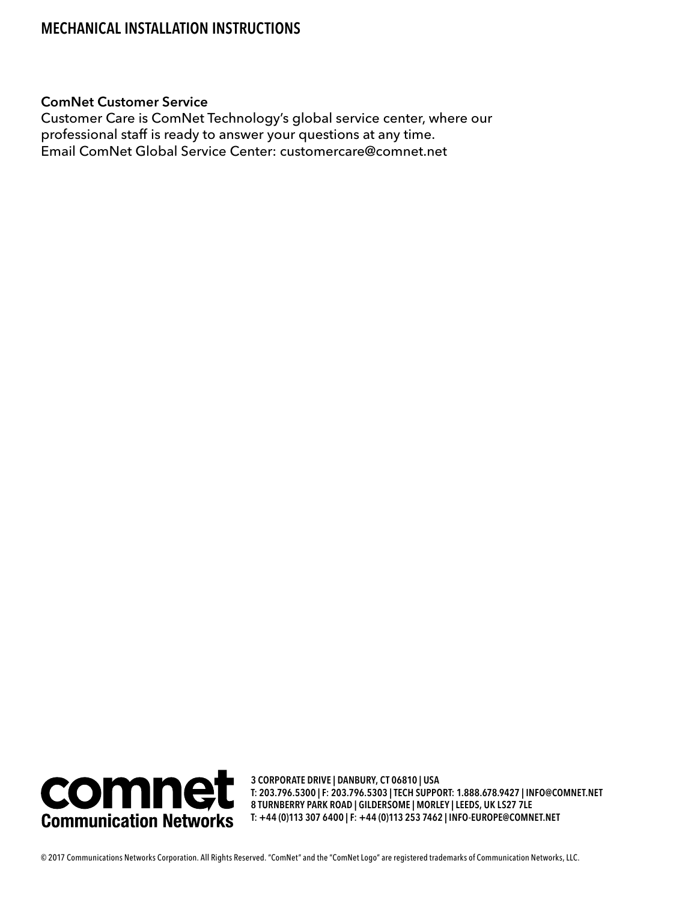**ComNet Customer Service**

Customer Care is ComNet Technology's global service center, where our professional staff is ready to answer your questions at any time.
Email ComNet Global Service Center: customercare@comnet.net

comnet
Communication Networks

3 CORPORATE DRIVE | DANBURY, CT 06810 | USA
T: 203.796.5300 | F: 203.796.5303 | TECH SUPPORT: 1.888.678.9427 | INFO@COMNET.NET
8 TURNBERRY PARK ROAD | GILDERSOME | MORLEY | LEEDS, UK LS27 7LE
T: +44 (0)113 307 6400 | F: +44 (0)113 253 7462 | INFO-EUROPE@COMNET.NET

© 2017 Communications Networks Corporation. All Rights Reserved. "ComNet" and the "ComNet Logo" are registered trademarks of Communication Networks, LLC.